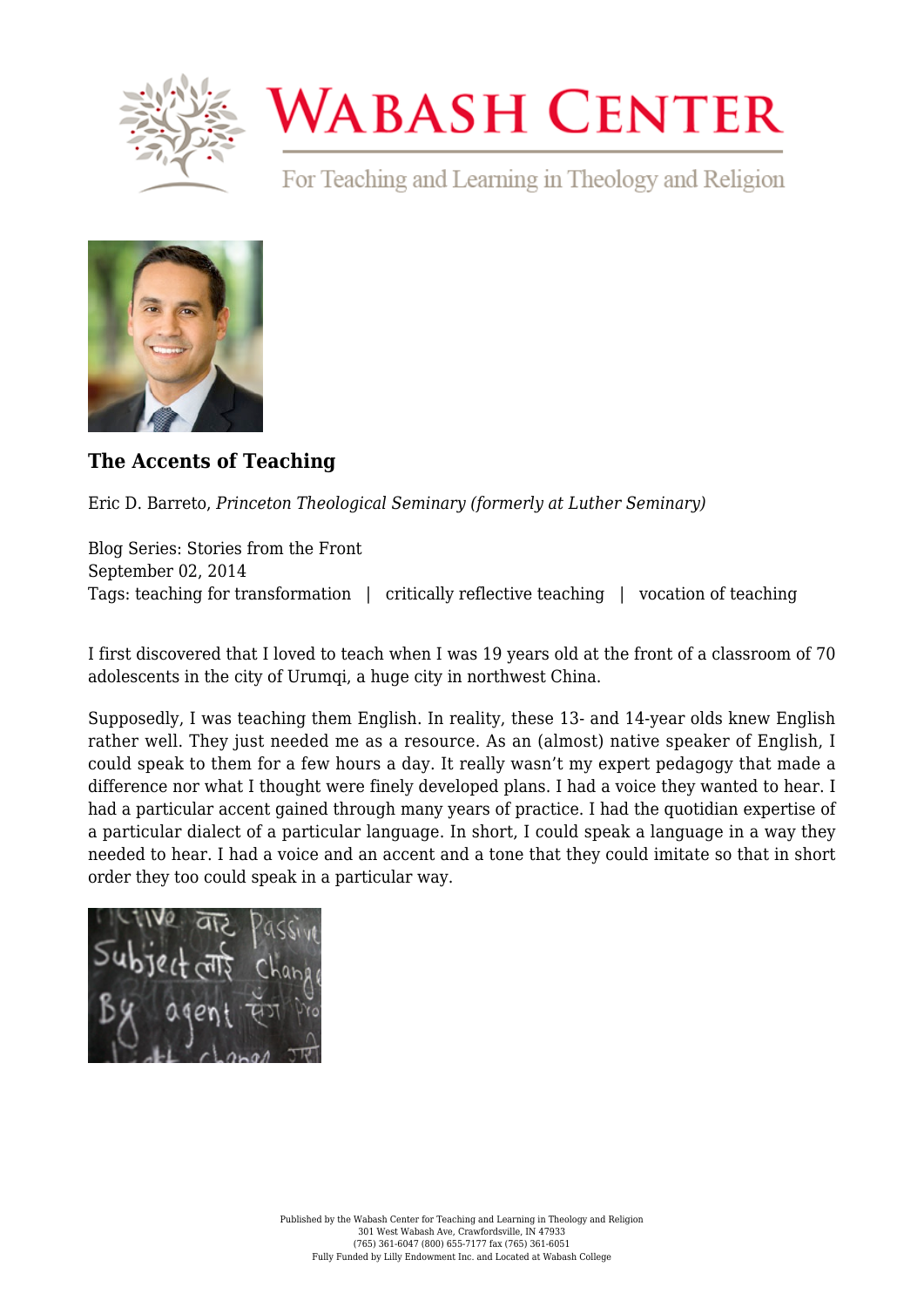# Wabash Center

For Teaching and Learning in Theology and Religion

### The Accents of Teaching

Eric D. Barreto, *Princeton Theological Seminary (formerly at Luther Seminary)*

Blog Series: Stories from the Front
September 02, 2014
Tags: teaching for transformation | critically reflective teaching | vocation of teaching

I first discovered that I loved to teach when I was 19 years old at the front of a classroom of 70 adolescents in the city of Urumqi, a huge city in northwest China.

Supposedly, I was teaching them English. In reality, these 13- and 14-year olds knew English rather well. They just needed me as a resource. As an (almost) native speaker of English, I could speak to them for a few hours a day. It really wasn't my expert pedagogy that made a difference nor what I thought were finely developed plans. I had a voice they wanted to hear. I had a particular accent gained through many years of practice. I had the quotidian expertise of a particular dialect of a particular language. In short, I could speak a language in a way they needed to hear. I had a voice and an accent and a tone that they could imitate so that in short order they too could speak in a particular way.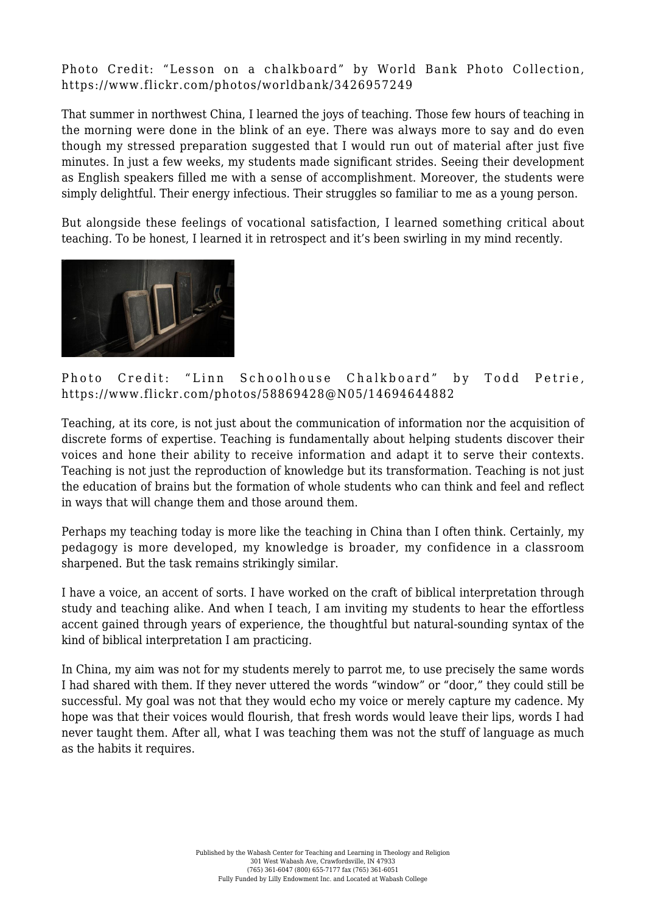Photo Credit: "Lesson on a chalkboard" by World Bank Photo Collection, https://www.flickr.com/photos/worldbank/3426957249

That summer in northwest China, I learned the joys of teaching. Those few hours of teaching in the morning were done in the blink of an eye. There was always more to say and do even though my stressed preparation suggested that I would run out of material after just five minutes. In just a few weeks, my students made significant strides. Seeing their development as English speakers filled me with a sense of accomplishment. Moreover, the students were simply delightful. Their energy infectious. Their struggles so familiar to me as a young person.

But alongside these feelings of vocational satisfaction, I learned something critical about teaching. To be honest, I learned it in retrospect and it's been swirling in my mind recently.

Photo Credit: "Linn Schoolhouse Chalkboard" by Todd Petrie, https://www.flickr.com/photos/58869428@N05/14694644882

Teaching, at its core, is not just about the communication of information nor the acquisition of discrete forms of expertise. Teaching is fundamentally about helping students discover their voices and hone their ability to receive information and adapt it to serve their contexts. Teaching is not just the reproduction of knowledge but its transformation. Teaching is not just the education of brains but the formation of whole students who can think and feel and reflect in ways that will change them and those around them.

Perhaps my teaching today is more like the teaching in China than I often think. Certainly, my pedagogy is more developed, my knowledge is broader, my confidence in a classroom sharpened. But the task remains strikingly similar.

I have a voice, an accent of sorts. I have worked on the craft of biblical interpretation through study and teaching alike. And when I teach, I am inviting my students to hear the effortless accent gained through years of experience, the thoughtful but natural-sounding syntax of the kind of biblical interpretation I am practicing.

In China, my aim was not for my students merely to parrot me, to use precisely the same words I had shared with them. If they never uttered the words "window" or "door," they could still be successful. My goal was not that they would echo my voice or merely capture my cadence. My hope was that their voices would flourish, that fresh words would leave their lips, words I had never taught them. After all, what I was teaching them was not the stuff of language as much as the habits it requires.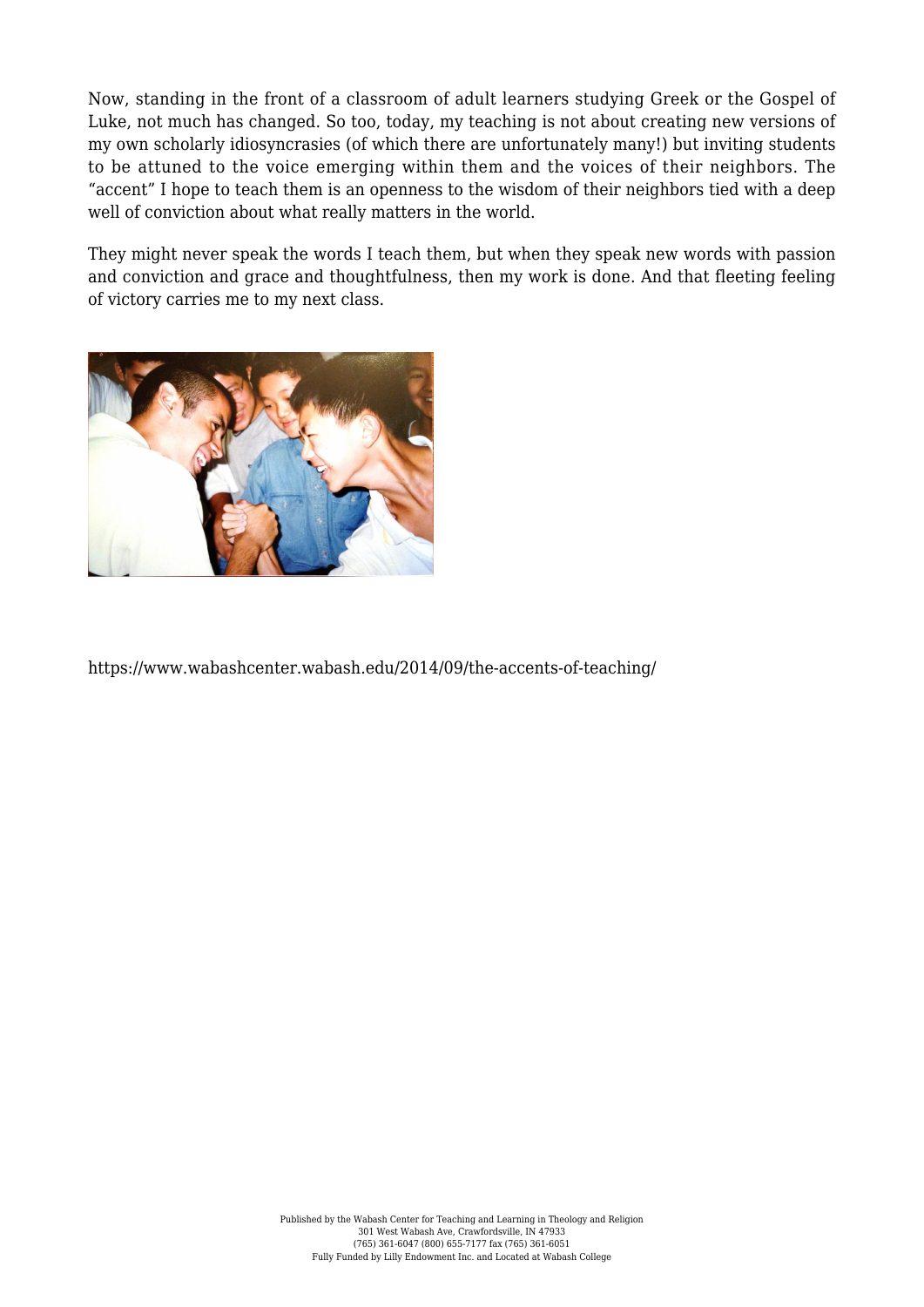Now, standing in the front of a classroom of adult learners studying Greek or the Gospel of Luke, not much has changed. So too, today, my teaching is not about creating new versions of my own scholarly idiosyncrasies (of which there are unfortunately many!) but inviting students to be attuned to the voice emerging within them and the voices of their neighbors. The "accent" I hope to teach them is an openness to the wisdom of their neighbors tied with a deep well of conviction about what really matters in the world.

They might never speak the words I teach them, but when they speak new words with passion and conviction and grace and thoughtfulness, then my work is done. And that fleeting feeling of victory carries me to my next class.

https://www.wabashcenter.wabash.edu/2014/09/the-accents-of-teaching/